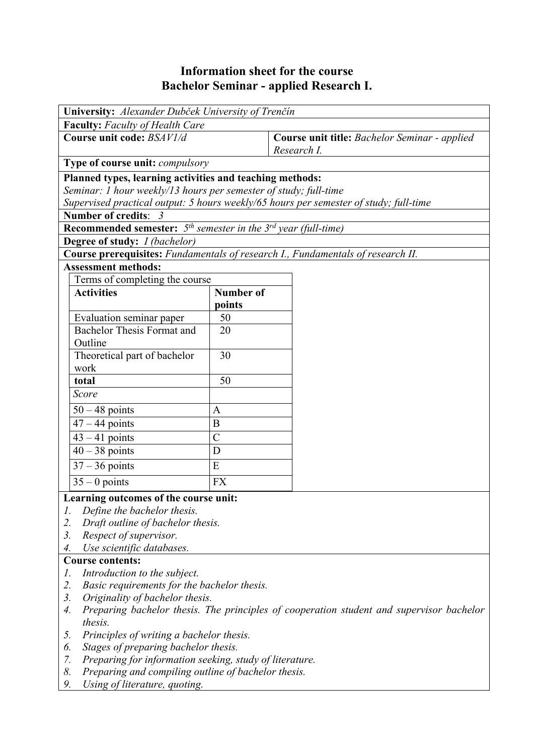# Information sheet for the course
# Bachelor Seminar - applied Research I.

**University:** *Alexander Dubček University of Trenčín*

**Faculty:** *Faculty of Health Care*

**Course unit code:** *BSAV1/d*

**Course unit title:** *Bachelor Seminar - applied Research I.*

**Type of course unit:** *compulsory*

**Planned types, learning activities and teaching methods:**
*Seminar: 1 hour weekly/13 hours per semester of study; full-time*
*Supervised practical output: 5 hours weekly/65 hours per semester of study; full-time*

**Number of credits**: *3*

**Recommended semester:** *5th semester in the 3rd year (full-time)*

**Degree of study:** *I (bachelor)*

**Course prerequisites:** *Fundamentals of research I., Fundamentals of research II.*

**Assessment methods:**

| Terms of completing the course | |
|---|---|
| **Activities** | **Number of points** |
| Evaluation seminar paper | 50 |
| Bachelor Thesis Format and Outline | 20 |
| Theoretical part of bachelor work | 30 |
| **total** | 50 |
| *Score* | |
| 50 – 48 points | A |
| 47 – 44 points | B |
| 43 – 41 points | C |
| 40 – 38 points | D |
| 37 – 36 points | E |
| 35 – 0 points | FX |

**Learning outcomes of the course unit:**

1. *Define the bachelor thesis.*
2. *Draft outline of bachelor thesis.*
3. *Respect of supervisor.*
4. *Use scientific databases.*

**Course contents:**

1. *Introduction to the subject.*
2. *Basic requirements for the bachelor thesis.*
3. *Originality of bachelor thesis.*
4. *Preparing bachelor thesis. The principles of cooperation student and supervisor bachelor thesis.*
5. *Principles of writing a bachelor thesis.*
6. *Stages of preparing bachelor thesis.*
7. *Preparing for information seeking, study of literature.*
8. *Preparing and compiling outline of bachelor thesis.*
9. *Using of literature, quoting.*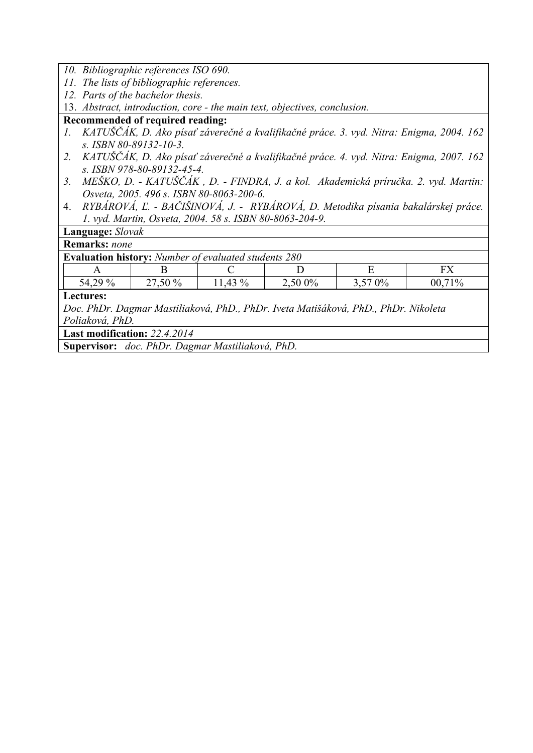10. *Bibliographic references ISO 690.*
11. *The lists of bibliographic references.*
12. *Parts of the bachelor thesis.*
13. *Abstract, introduction, core - the main text, objectives, conclusion.*

**Recommended of required reading:**

1. *KATUŠČÁK, D. Ako písať záverečné a kvalifikačné práce. 3. vyd. Nitra: Enigma, 2004. 162 s. ISBN 80-89132-10-3.*
2. *KATUŠČÁK, D. Ako písať záverečné a kvalifikačné práce. 4. vyd. Nitra: Enigma, 2007. 162 s. ISBN 978-80-89132-45-4.*
3. *MEŠKO, D. - KATUŠČÁK , D. - FINDRA, J. a kol. Akademická príručka. 2. vyd. Martin: Osveta, 2005. 496 s. ISBN 80-8063-200-6.*
4. *RYBÁROVÁ, Ľ. - BAČIŠINOVÁ, J. - RYBÁROVÁ, D. Metodika písania bakalárskej práce. 1. vyd. Martin, Osveta, 2004. 58 s. ISBN 80-8063-204-9.*

**Language:** *Slovak*

**Remarks:** *none*

**Evaluation history:** *Number of evaluated students 280*

| A | B | C | D | E | FX |
|---|---|---|---|---|---|
| 54,29 % | 27,50 % | 11,43 % | 2,50 0% | 3,57 0% | 00,71% |

**Lectures:**

*Doc. PhDr. Dagmar Mastiliaková, PhD., PhDr. Iveta Matišáková, PhD., PhDr. Nikoleta Poliaková, PhD.*

**Last modification:** *22.4.2014*

**Supervisor:** *doc. PhDr. Dagmar Mastiliaková, PhD.*